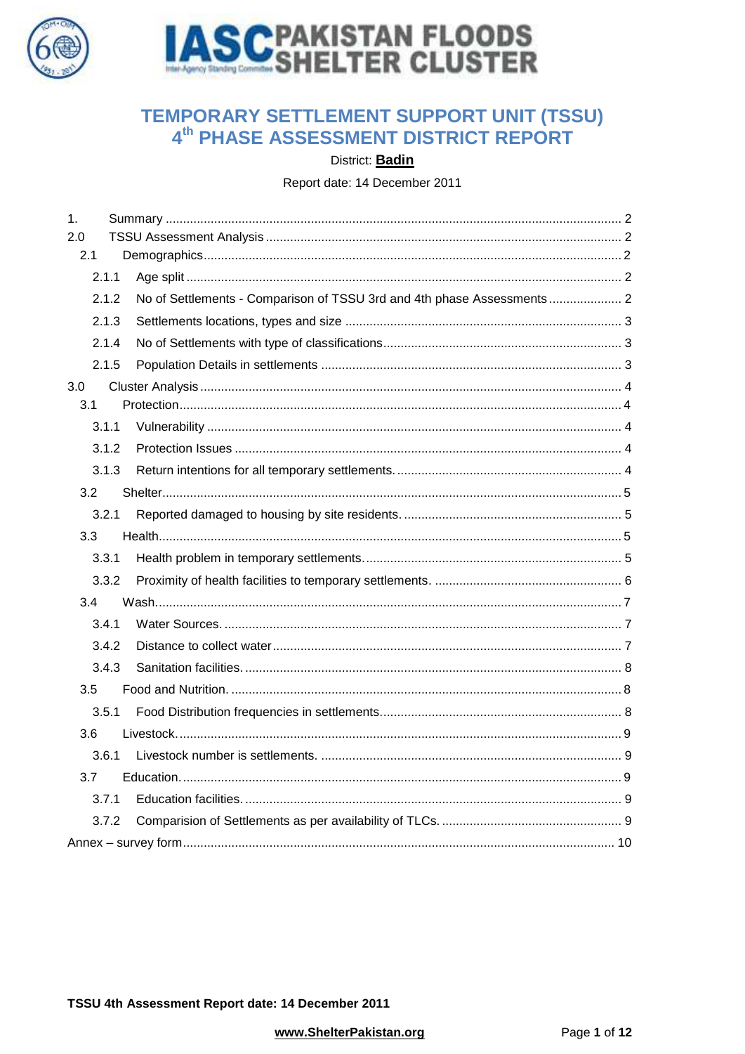# TEMPORARY SETTLEMENT SUPPORT UNIT (TSSU) 4th PHASE ASSESSMENT DISTRICT REPORT

District: **Badin**

Report date: 14 December 2011

1. Summary ........ 2
2.0 TSSU Assessment Analysis ........ 2
   - 2.1 Demographics ........ 2
     - 2.1.1 Age split ........ 2
     - 2.1.2 No of Settlements - Comparison of TSSU 3rd and 4th phase Assessments ........ 2
     - 2.1.3 Settlements locations, types and size ........ 3
     - 2.1.4 No of Settlements with type of classifications ........ 3
     - 2.1.5 Population Details in settlements ........ 3
3.0 Cluster Analysis ........ 4
   - 3.1 Protection ........ 4
     - 3.1.1 Vulnerability ........ 4
     - 3.1.2 Protection Issues ........ 4
     - 3.1.3 Return intentions for all temporary settlements. ........ 4
   - 3.2 Shelter ........ 5
     - 3.2.1 Reported damaged to housing by site residents. ........ 5
   - 3.3 Health ........ 5
     - 3.3.1 Health problem in temporary settlements. ........ 5
     - 3.3.2 Proximity of health facilities to temporary settlements. ........ 6
   - 3.4 Wash ........ 7
     - 3.4.1 Water Sources. ........ 7
     - 3.4.2 Distance to collect water ........ 7
     - 3.4.3 Sanitation facilities. ........ 8
   - 3.5 Food and Nutrition. ........ 8
     - 3.5.1 Food Distribution frequencies in settlements ........ 8
   - 3.6 Livestock. ........ 9
     - 3.6.1 Livestock number is settlements. ........ 9
   - 3.7 Education. ........ 9
     - 3.7.1 Education facilities. ........ 9
     - 3.7.2 Comparision of Settlements as per availability of TLCs. ........ 9

Annex – survey form ........ 10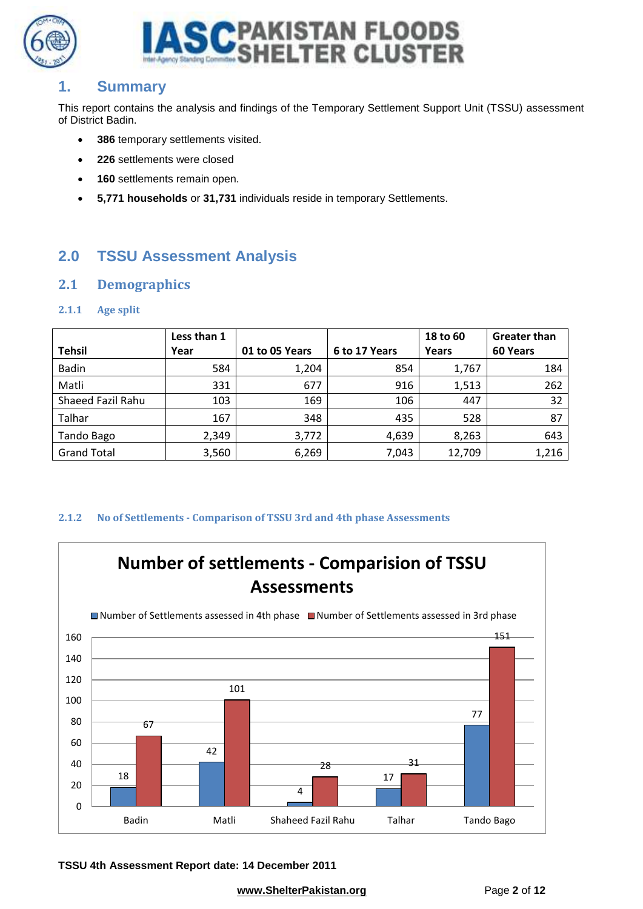## 1. Summary

This report contains the analysis and findings of the Temporary Settlement Support Unit (TSSU) assessment of District Badin.

- **386** temporary settlements visited.
- **226** settlements were closed
- **160** settlements remain open.
- **5,771 households** or **31,731** individuals reside in temporary Settlements.

## 2.0 TSSU Assessment Analysis

### 2.1 Demographics

#### 2.1.1 Age split

| Tehsil | Less than 1 Year | 01 to 05 Years | 6 to 17 Years | 18 to 60 Years | Greater than 60 Years |
|---|---|---|---|---|---|
| Badin | 584 | 1,204 | 854 | 1,767 | 184 |
| Matli | 331 | 677 | 916 | 1,513 | 262 |
| Shaeed Fazil Rahu | 103 | 169 | 106 | 447 | 32 |
| Talhar | 167 | 348 | 435 | 528 | 87 |
| Tando Bago | 2,349 | 3,772 | 4,639 | 8,263 | 643 |
| Grand Total | 3,560 | 6,269 | 7,043 | 12,709 | 1,216 |

#### 2.1.2 No of Settlements - Comparison of TSSU 3rd and 4th phase Assessments

**Number of settlements - Comparision of TSSU Assessments**

| | Number of Settlements assessed in 4th phase | Number of Settlements assessed in 3rd phase |
|---|---|---|
| Badin | 18 | 67 |
| Matli | 42 | 101 |
| Shaheed Fazil Rahu | 4 | 28 |
| Talhar | 17 | 31 |
| Tando Bago | 77 | 151 |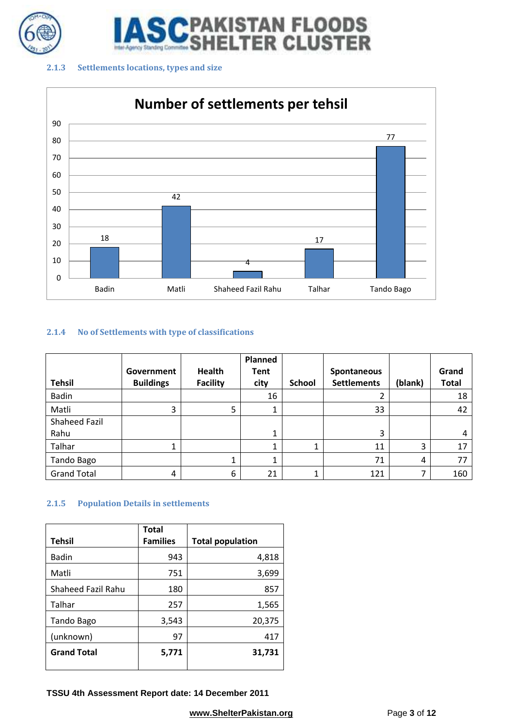### 2.1.3 Settlements locations, types and size

**Number of settlements per tehsil**

| Tehsil | Number of settlements |
|---|---|
| Badin | 18 |
| Matli | 42 |
| Shaheed Fazil Rahu | 4 |
| Talhar | 17 |
| Tando Bago | 77 |

### 2.1.4 No of Settlements with type of classifications

| Tehsil | Government Buildings | Health Facility | Planned Tent city | School | Spontaneous Settlements | (blank) | Grand Total |
|---|---|---|---|---|---|---|---|
| Badin | | | 16 | | 2 | | 18 |
| Matli | 3 | 5 | 1 | | 33 | | 42 |
| Shaheed Fazil Rahu | | | 1 | | 3 | | 4 |
| Talhar | 1 | | 1 | 1 | 11 | 3 | 17 |
| Tando Bago | | 1 | 1 | | 71 | 4 | 77 |
| Grand Total | 4 | 6 | 21 | 1 | 121 | 7 | 160 |

### 2.1.5 Population Details in settlements

| Tehsil | Total Families | Total population |
|---|---|---|
| Badin | 943 | 4,818 |
| Matli | 751 | 3,699 |
| Shaheed Fazil Rahu | 180 | 857 |
| Talhar | 257 | 1,565 |
| Tando Bago | 3,543 | 20,375 |
| (unknown) | 97 | 417 |
| **Grand Total** | **5,771** | **31,731** |

**TSSU 4th Assessment Report date: 14 December 2011**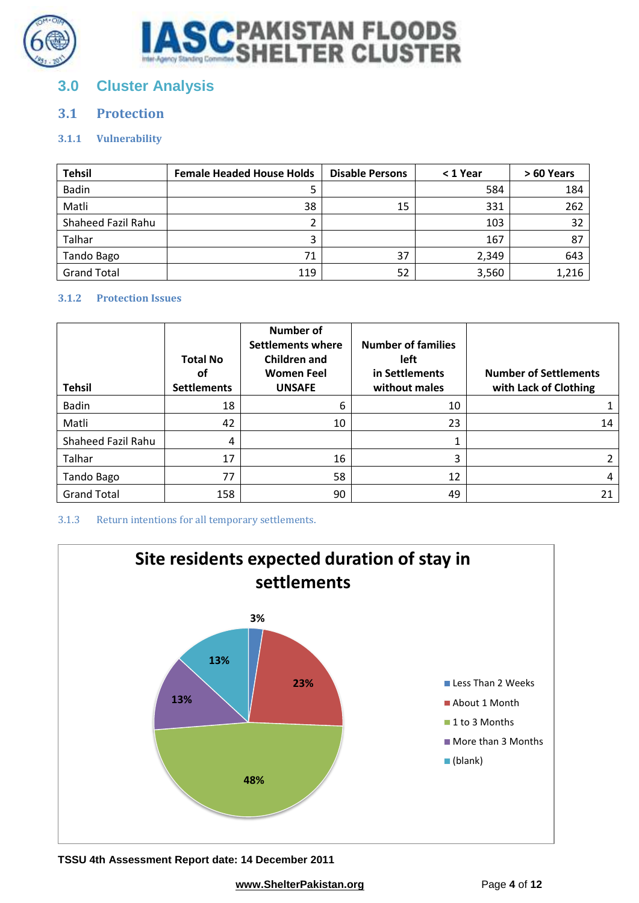## 3.0 Cluster Analysis

### 3.1 Protection

#### 3.1.1 Vulnerability

| Tehsil | Female Headed House Holds | Disable Persons | < 1 Year | > 60 Years |
|---|---|---|---|---|
| Badin | 5 | | 584 | 184 |
| Matli | 38 | 15 | 331 | 262 |
| Shaheed Fazil Rahu | 2 | | 103 | 32 |
| Talhar | 3 | | 167 | 87 |
| Tando Bago | 71 | 37 | 2,349 | 643 |
| Grand Total | 119 | 52 | 3,560 | 1,216 |

#### 3.1.2 Protection Issues

| Tehsil | Total No of Settlements | Number of Settlements where Children and Women Feel UNSAFE | Number of families left in Settlements without males | Number of Settlements with Lack of Clothing |
|---|---|---|---|---|
| Badin | 18 | 6 | 10 | 1 |
| Matli | 42 | 10 | 23 | 14 |
| Shaheed Fazil Rahu | 4 | | 1 | |
| Talhar | 17 | 16 | 3 | 2 |
| Tando Bago | 77 | 58 | 12 | 4 |
| Grand Total | 158 | 90 | 49 | 21 |

#### 3.1.3 Return intentions for all temporary settlements.

**Site residents expected duration of stay in settlements**

| Duration | Percentage |
|---|---|
| Less Than 2 Weeks | 3% |
| About 1 Month | 23% |
| 1 to 3 Months | 48% |
| More than 3 Months | 13% |
| (blank) | 13% |

**TSSU 4th Assessment Report date: 14 December 2011**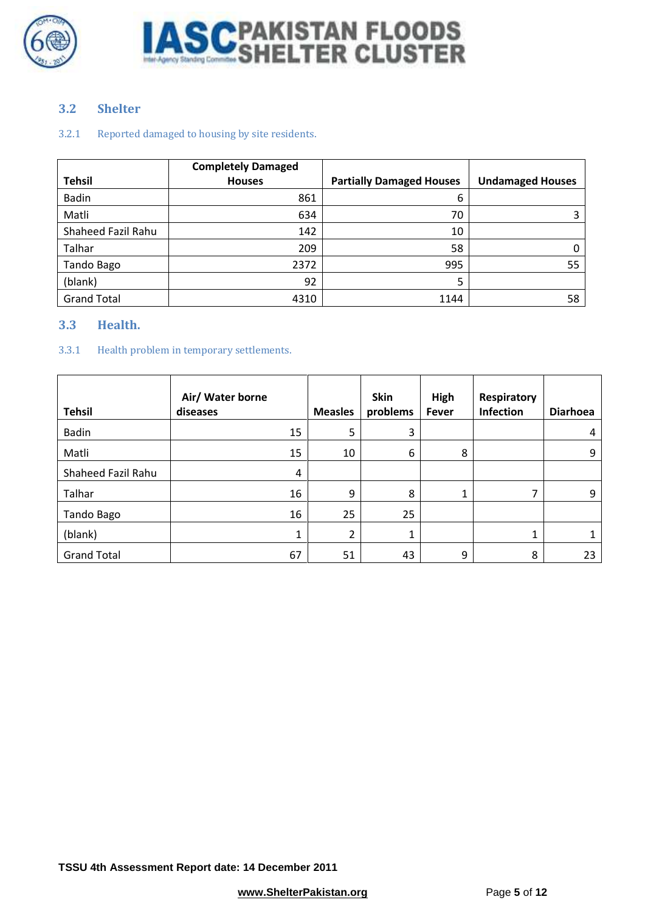## 3.2 Shelter

### 3.2.1 Reported damaged to housing by site residents.

| Tehsil | Completely Damaged Houses | Partially Damaged Houses | Undamaged Houses |
|---|---|---|---|
| Badin | 861 | 6 | |
| Matli | 634 | 70 | 3 |
| Shaheed Fazil Rahu | 142 | 10 | |
| Talhar | 209 | 58 | 0 |
| Tando Bago | 2372 | 995 | 55 |
| (blank) | 92 | 5 | |
| Grand Total | 4310 | 1144 | 58 |

## 3.3 Health.

### 3.3.1 Health problem in temporary settlements.

| Tehsil | Air/ Water borne diseases | Measles | Skin problems | High Fever | Respiratory Infection | Diarhoea |
|---|---|---|---|---|---|---|
| Badin | 15 | 5 | 3 | | | 4 |
| Matli | 15 | 10 | 6 | 8 | | 9 |
| Shaheed Fazil Rahu | 4 | | | | | |
| Talhar | 16 | 9 | 8 | 1 | 7 | 9 |
| Tando Bago | 16 | 25 | 25 | | | |
| (blank) | 1 | 2 | 1 | | 1 | 1 |
| Grand Total | 67 | 51 | 43 | 9 | 8 | 23 |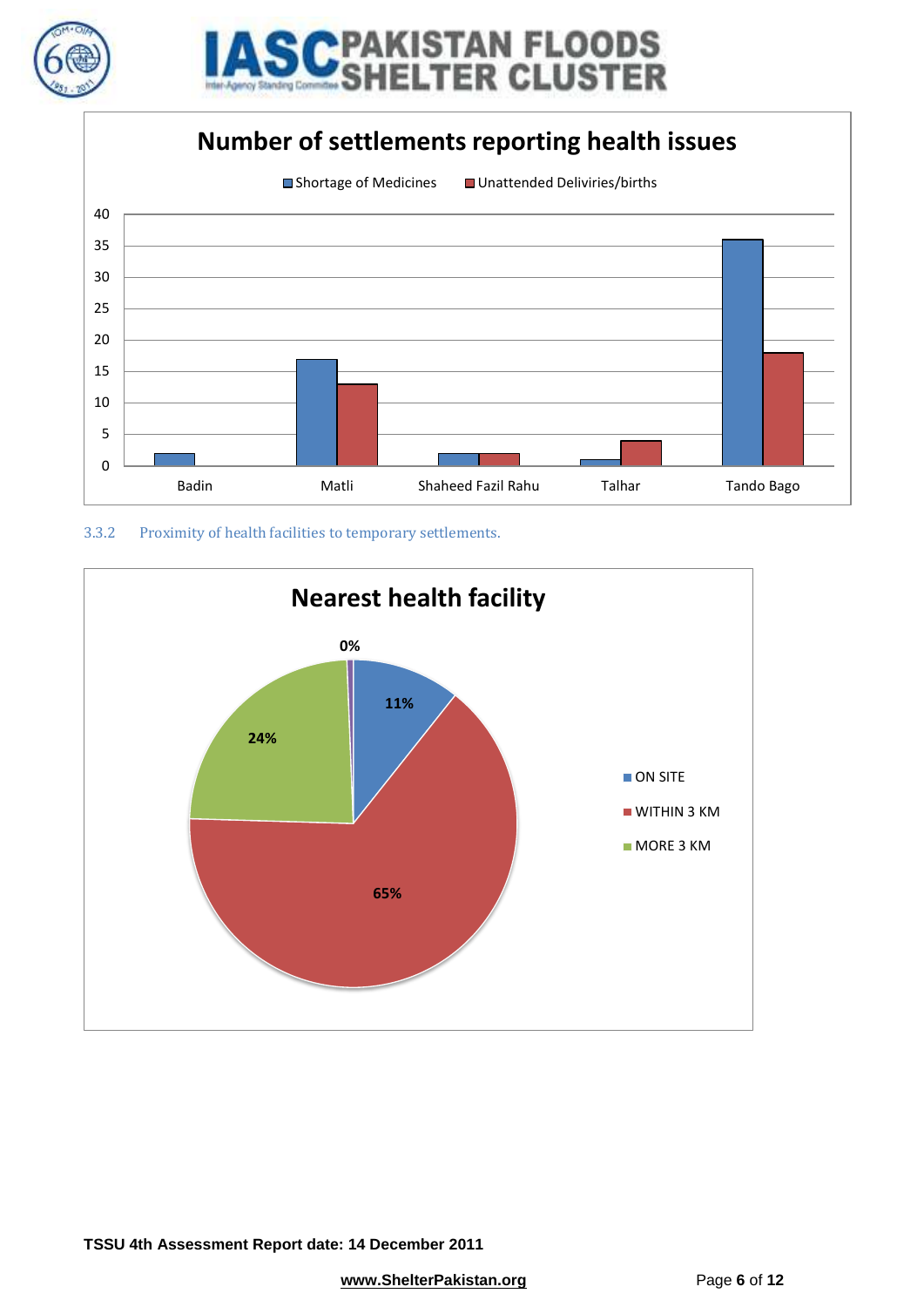**Number of settlements reporting health issues**

| | Shortage of Medicines | Unattended Deliviries/births |
|---|---|---|
| Badin | 2 | 0 |
| Matli | 17 | 13 |
| Shaheed Fazil Rahu | 2 | 2 |
| Talhar | 1 | 4 |
| Tando Bago | 36 | 18 |

### 3.3.2 Proximity of health facilities to temporary settlements.

**Nearest health facility**

| Nearest health facility | % |
|---|---|
| ON SITE | 11% |
| WITHIN 3 KM | 65% |
| MORE 3 KM | 24% |
| (unlabelled) | 0% |

TSSU 4th Assessment Report date: 14 December 2011

www.ShelterPakistan.org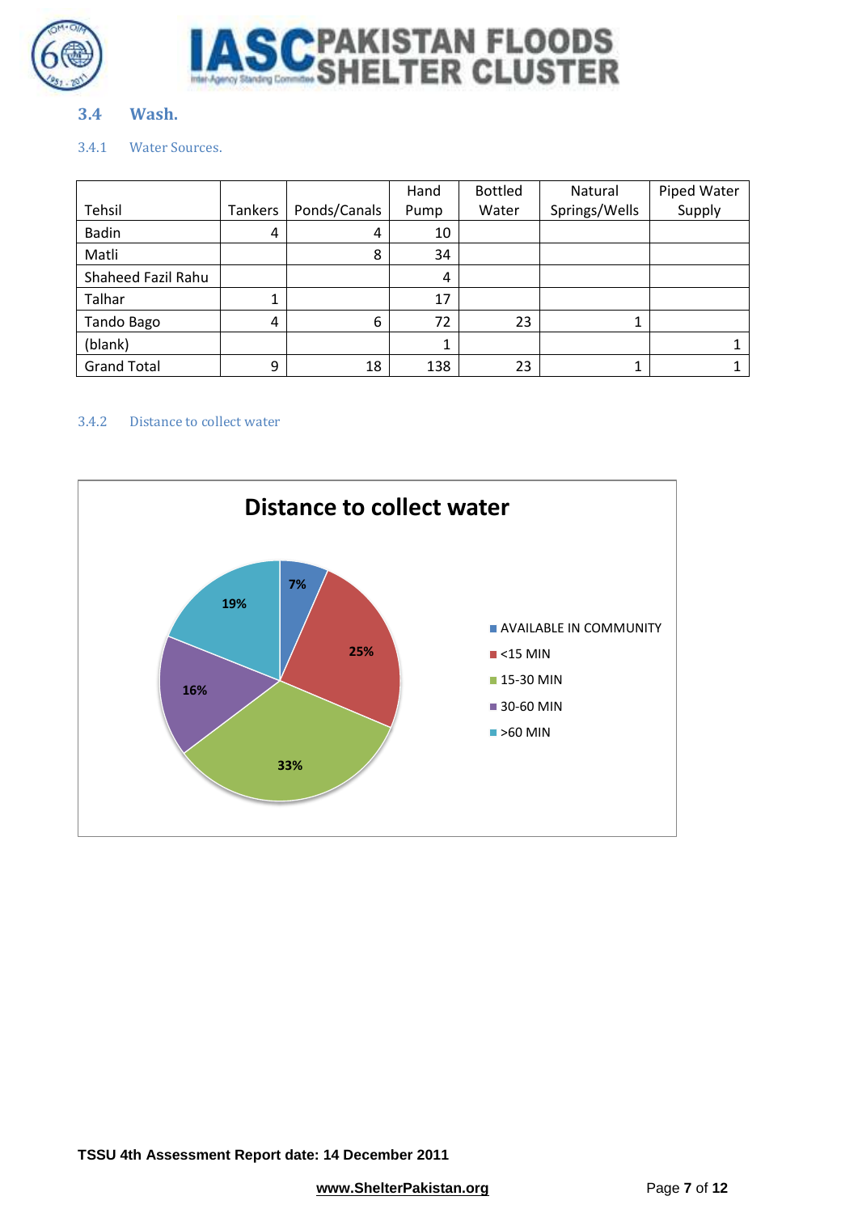### 3.4 Wash.

#### 3.4.1 Water Sources.

| Tehsil | Tankers | Ponds/Canals | Hand Pump | Bottled Water | Natural Springs/Wells | Piped Water Supply |
|---|---|---|---|---|---|---|
| Badin | 4 | 4 | 10 | | | |
| Matli | | 8 | 34 | | | |
| Shaheed Fazil Rahu | | | 4 | | | |
| Talhar | 1 | | 17 | | | |
| Tando Bago | 4 | 6 | 72 | 23 | 1 | |
| (blank) | | | 1 | | | 1 |
| Grand Total | 9 | 18 | 138 | 23 | 1 | 1 |

#### 3.4.2 Distance to collect water

**Distance to collect water**

| Distance | Percentage |
|---|---|
| AVAILABLE IN COMMUNITY | 7% |
| <15 MIN | 25% |
| 15-30 MIN | 33% |
| 30-60 MIN | 16% |
| >60 MIN | 19% |

TSSU 4th Assessment Report date: 14 December 2011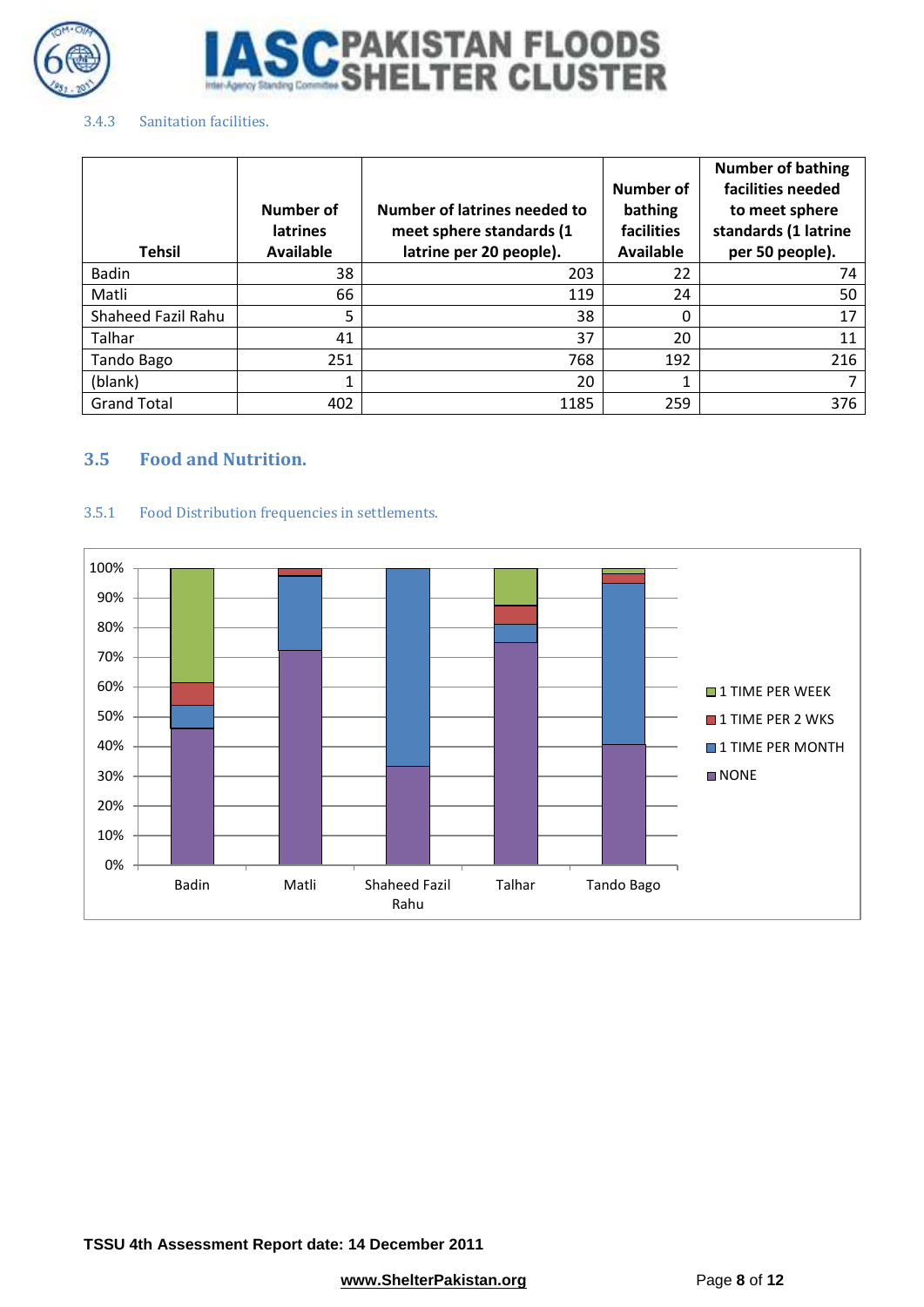### 3.4.3 Sanitation facilities.

| Tehsil | Number of latrines Available | Number of latrines needed to meet sphere standards (1 latrine per 20 people). | Number of bathing facilities Available | Number of bathing facilities needed to meet sphere standards (1 latrine per 50 people). |
|---|---|---|---|---|
| Badin | 38 | 203 | 22 | 74 |
| Matli | 66 | 119 | 24 | 50 |
| Shaheed Fazil Rahu | 5 | 38 | 0 | 17 |
| Talhar | 41 | 37 | 20 | 11 |
| Tando Bago | 251 | 768 | 192 | 216 |
| (blank) | 1 | 20 | 1 | 7 |
| Grand Total | 402 | 1185 | 259 | 376 |

## 3.5 Food and Nutrition.

### 3.5.1 Food Distribution frequencies in settlements.

100%
90%
80%
70%
60%
50%
40%
30%
20%
10%
0%

Badin, Matli, Shaheed Fazil Rahu, Talhar, Tando Bago

1 TIME PER WEEK
1 TIME PER 2 WKS
1 TIME PER MONTH
NONE

TSSU 4th Assessment Report date: 14 December 2011

www.ShelterPakistan.org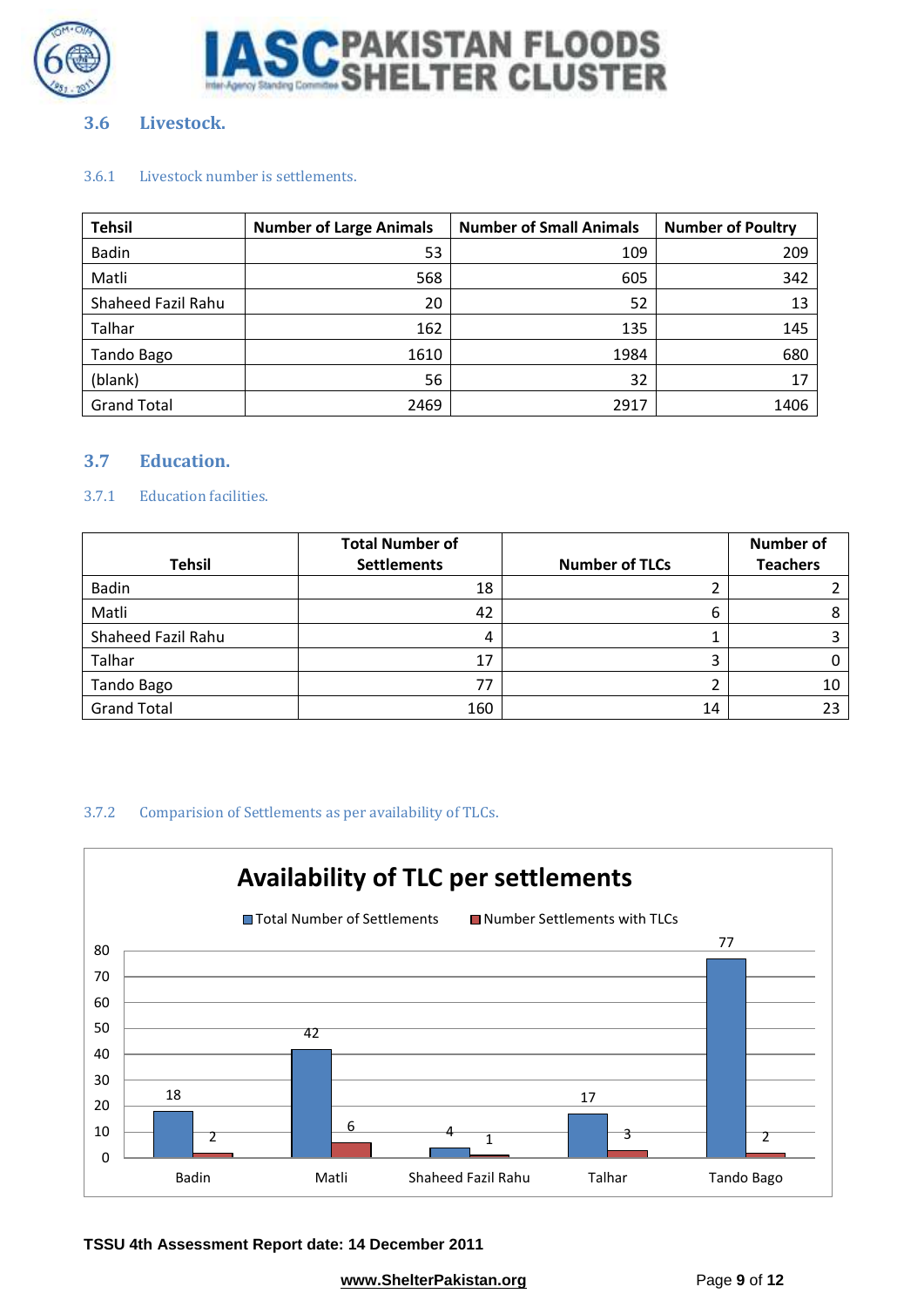## 3.6 Livestock.

### 3.6.1 Livestock number is settlements.

| Tehsil | Number of Large Animals | Number of Small Animals | Number of Poultry |
|---|---|---|---|
| Badin | 53 | 109 | 209 |
| Matli | 568 | 605 | 342 |
| Shaheed Fazil Rahu | 20 | 52 | 13 |
| Talhar | 162 | 135 | 145 |
| Tando Bago | 1610 | 1984 | 680 |
| (blank) | 56 | 32 | 17 |
| Grand Total | 2469 | 2917 | 1406 |

## 3.7 Education.

### 3.7.1 Education facilities.

| Tehsil | Total Number of Settlements | Number of TLCs | Number of Teachers |
|---|---|---|---|
| Badin | 18 | 2 | 2 |
| Matli | 42 | 6 | 8 |
| Shaheed Fazil Rahu | 4 | 1 | 3 |
| Talhar | 17 | 3 | 0 |
| Tando Bago | 77 | 2 | 10 |
| Grand Total | 160 | 14 | 23 |

### 3.7.2 Comparision of Settlements as per availability of TLCs.

**Availability of TLC per settlements**

| | Badin | Matli | Shaheed Fazil Rahu | Talhar | Tando Bago |
|---|---|---|---|---|---|
| Total Number of Settlements | 18 | 42 | 4 | 17 | 77 |
| Number Settlements with TLCs | 2 | 6 | 1 | 3 | 2 |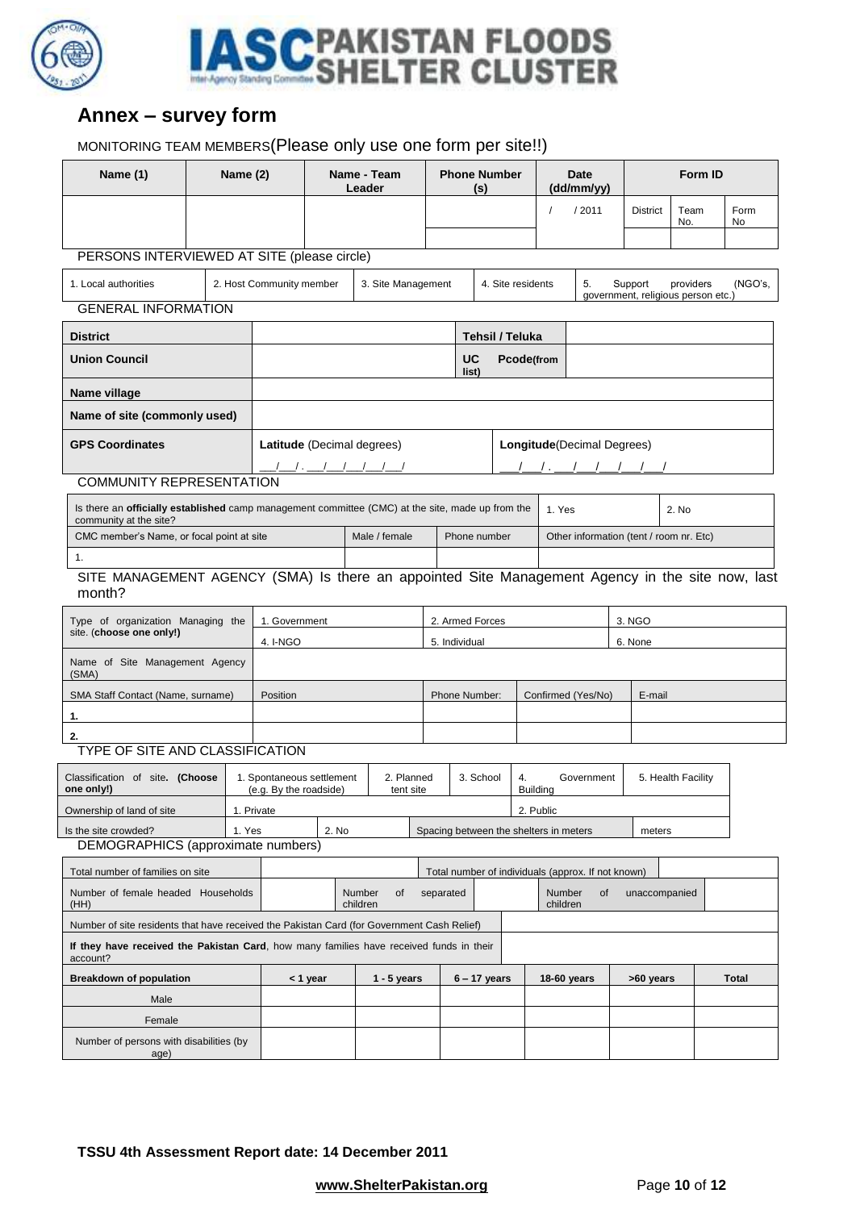## Annex – survey form

MONITORING TEAM MEMBERS(Please only use one form per site!!)

| Name (1) | Name (2) | Name - Team Leader | Phone Number (s) | Date (dd/mm/yy) | Form ID | | |
|---|---|---|---|---|---|---|---|
| | | | | / / 2011 | District | Team No. | Form No |
| | | | | | | | |

PERSONS INTERVIEWED AT SITE (please circle)

| 1. Local authorities | 2. Host Community member | 3. Site Management | 4. Site residents | 5. Support providers (NGO's, government, religious person etc.) |
|---|---|---|---|---|

GENERAL INFORMATION

| District | | Tehsil / Teluka | |
|---|---|---|---|
| Union Council | | UC Pcode(from list) | |
| Name village | | | |
| Name of site (commonly used) | | | |
| GPS Coordinates | Latitude (Decimal degrees) ___/___/ . ___/___/___/___/ | Longitude(Decimal Degrees) ___/___/ . ___/___/___/___/___/ | |

COMMUNITY REPRESENTATION

| Is there an **officially established** camp management committee (CMC) at the site, made up from the community at the site? | | | 1. Yes | 2. No |
|---|---|---|---|---|
| CMC member's Name, or focal point at site | Male / female | Phone number | Other information (tent / room nr. Etc) | |
| 1. | | | | |

SITE MANAGEMENT AGENCY (SMA) Is there an appointed Site Management Agency in the site now, last month?

| Type of organization Managing the site. (**choose one only!**) | 1. Government | 2. Armed Forces | | 3. NGO |
|---|---|---|---|---|
| | 4. I-NGO | 5. Individual | | 6. None |
| Name of Site Management Agency (SMA) | | | | |
| SMA Staff Contact (Name, surname) | Position | Phone Number: | Confirmed (Yes/No) | E-mail |
| 1. | | | | |
| 2. | | | | |

TYPE OF SITE AND CLASSIFICATION

| Classification of site. **(Choose one only!)** | 1. Spontaneous settlement (e.g. By the roadside) | | 2. Planned tent site | 3. School | 4. Government Building | 5. Health Facility |
|---|---|---|---|---|---|---|
| Ownership of land of site | 1. Private | | | | 2. Public | |
| Is the site crowded? | 1. Yes | 2. No | | Spacing between the shelters in meters | | meters |

DEMOGRAPHICS (approximate numbers)

| Total number of families on site | | | Total number of individuals (approx. If not known) | | | |
|---|---|---|---|---|---|---|
| Number of female headed Households (HH) | | Number of separated children | | Number of unaccompanied children | | |
| Number of site residents that have received the Pakistan Card (for Government Cash Relief) | | | | | | |
| **If they have received the Pakistan Card**, how many families have received funds in their account? | | | | | | |
| **Breakdown of population** | **< 1 year** | **1 - 5 years** | **6 – 17 years** | **18-60 years** | **>60 years** | **Total** |
| Male | | | | | | |
| Female | | | | | | |
| Number of persons with disabilities (by age) | | | | | | |

**TSSU 4th Assessment Report date: 14 December 2011**

**www.ShelterPakistan.org**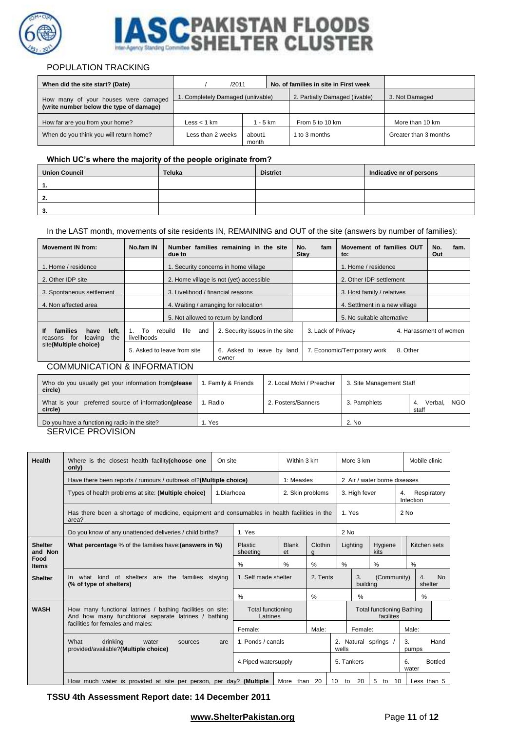## POPULATION TRACKING

| When did the site start? (Date) | / /2011 | | No. of families in site in First week | |
|---|---|---|---|---|
| How many of your houses were damaged **(write number below the type of damage)** | 1. Completely Damaged (unlivable) | | 2. Partially Damaged (livable) | 3. Not Damaged |
| | | | | |
| How far are you from your home? | Less < 1 km | 1 - 5 km | From 5 to 10 km | More than 10 km |
| When do you think you will return home? | Less than 2 weeks | about1 month | 1 to 3 months | Greater than 3 months |

### Which UC's where the majority of the people originate from?

| Union Council | Teluka | District | Indicative nr of persons |
|---|---|---|---|
| 1. | | | |
| 2. | | | |
| 3. | | | |

In the LAST month, movements of site residents IN, REMAINING and OUT of the site (answers by number of families):

| Movement IN from: | No.fam IN | Number families remaining in the site due to | | No. fam Stay | Movement of families OUT to: | | No. fam. Out |
|---|---|---|---|---|---|---|---|
| 1. Home / residence | | 1. Security concerns in home village | | | 1. Home / residence | | |
| 2. Other IDP site | | 2. Home village is not (yet) accessible | | | 2. Other IDP settlement | | |
| 3. Spontaneous settlement | | 3. Livelihood / financial reasons | | | 3. Host family / relatives | | |
| 4. Non affected area | | 4. Waiting / arranging for relocation | | | 4. Settlment in a new village | | |
| | | 5. Not allowed to return by landlord | | | 5. No suitable alternative | | |
| **If families have left, reasons for leaving the site(Multiple choice)** | 1. To rebuild life and livelihoods | | 2. Security issues in the site | 3. Lack of Privacy | | 4. Harassment of women | |
| | 5. Asked to leave from site | | 6. Asked to leave by land owner | 7. Economic/Temporary work | | 8. Other | |

## COMMUNICATION & INFORMATION

| Who do you usually get your information from**(please circle)** | 1. Family & Friends | 2. Local Molvi / Preacher | 3. Site Management Staff | |
|---|---|---|---|---|
| What is your preferred source of information**(please circle)** | 1. Radio | 2. Posters/Banners | 3. Pamphlets | 4. Verbal, NGO staff |
| Do you have a functioning radio in the site? | 1. Yes | | 2. No | |

## SERVICE PROVISION

| | | | | | | | | |
|---|---|---|---|---|---|---|---|---|
| **Health** | Where is the closest health facility**(choose one only)** | On site | Within 3 km | | More 3 km | | Mobile clinic | |
| | Have there been reports / rumours / outbreak of?**(Multiple choice)** | | 1: Measles | | 2 Air / water borne diseases | | | |
| | Types of health problems at site: **(Multiple choice)** | 1.Diarhoea | 2. Skin problems | | 3. High fever | | 4. Respiratory Infection | |
| | Has there been a shortage of medicine, equipment and consumables in health facilities in the area? | | | | 1. Yes | | 2 No | |
| | Do you know of any unattended deliveries / child births? | 1. Yes | | | 2 No | | | |
| **Shelter and Non Food Items** | **What percentage** % of the families have:**(answers in %)** | Plastic sheeting | Blanket | Clothing | Lighting | Hygiene kits | Kitchen sets | |
| | | % | % | % | % | % | % | |
| **Shelter** | In what kind of shelters are the families staying **(% of type of shelters)** | 1. Self made shelter | 2. Tents | | 3. (Community) building | | 4. No shelter | |
| | | % | % | | % | | % | |
| **WASH** | How many functional latrines / bathing facilities on site: And how many funchtional separate latrines / bathing facilities for females and males: | Total functioning Latrines | | | Total functioning Bathing facilites | | | |
| | | Female: | Male: | | Female: | | Male: | |
| | What drinking water sources are provided/available?**(Multiple choice)** | 1. Ponds / canals | | | 2. Natural springs / wells | | 3. Hand pumps | |
| | | 4.Piped watersupply | | | 5. Tankers | | 6. Bottled water | |
| | How much water is provided at site per person, per day? **(Multiple** | More than 20 | 10 to 20 | | 5 to 10 | | Less than 5 | |

**TSSU 4th Assessment Report date: 14 December 2011**

**www.ShelterPakistan.org**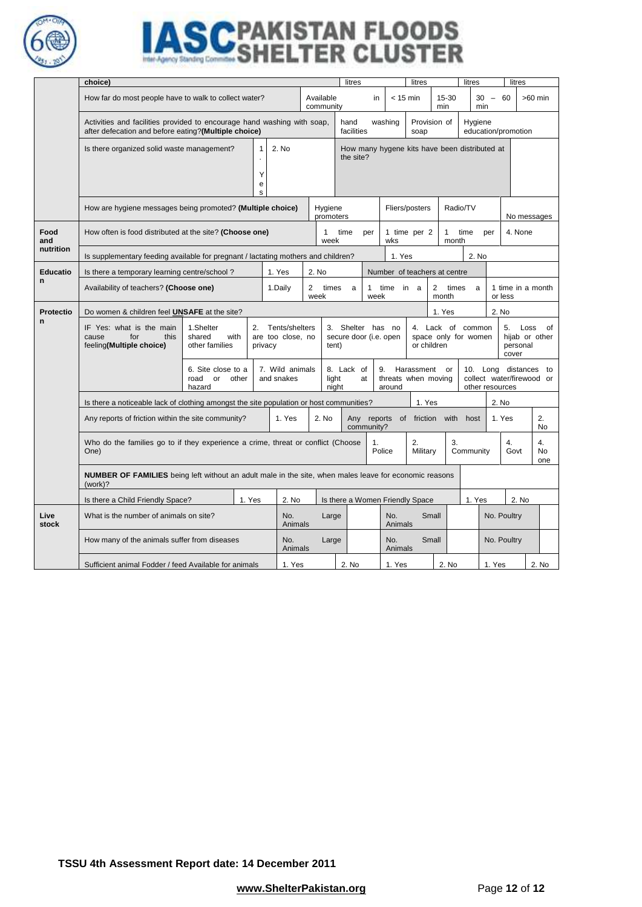| | | | | | | | | | | | |
|---|---|---|---|---|---|---|---|---|---|---|---|
| | choice) | | | litres | | litres | | litres | | litres | |
| | How far do most people have to walk to collect water? | | Available in community | | | < 15 min | | 15-30 min | 30 – 60 min | | >60 min |
| | Activities and facilities provided to encourage hand washing with soap, after defecation and before eating?**(Multiple choice)** | | | hand washing facilities | | Provision of soap | | Hygiene education/promotion | | | |
| | Is there organized solid waste management? | 1. Yes | 2. No | How many hygene kits have been distributed at the site? | | | | | | | |
| | How are hygiene messages being promoted? **(Multiple choice)** | | Hygiene promoters | | | Fliers/posters | | Radio/TV | | No messages | |
| **Food and nutrition** | How often is food distributed at the site? **(Choose one)** | | 1 time per week | | | 1 time per 2 wks | | 1 time per month | | 4. None | |
| | Is supplementary feeding available for pregnant / lactating mothers and children? | | | | | 1. Yes | | 2. No | | | |
| **Education** | Is there a temporary learning centre/school ? | 1. Yes | 2. No | | | Number of teachers at centre | | | | | |
| | Availability of teachers? **(Choose one)** | 1.Daily | 2 times a week | | 1 time in a week | | 2 times a month | | 1 time in a month or less | | |
| **Protection** | Do women & children feel **UNSAFE** at the site? | | | | | | 1. Yes | | 2. No | | |
| | IF Yes: what is the main cause for this feeling**(Multiple choice)** | 1.Shelter shared with other families | 2. Tents/shelters are too close, no privacy | 3. Shelter has no secure door (i.e. open tent) | | 4. Lack of common space only for women or children | | | 5. Loss of hijab or other personal cover | | |
| | | 6. Site close to a road or other hazard | 7. Wild animals and snakes | 8. Lack of light at night | 9. Harassment or threats when moving around | | | 10. Long distances to collect water/firewood or other resources | | | |
| | Is there a noticeable lack of clothing amongst the site population or host communities? | | | | | | 1. Yes | | 2. No | | |
| | Any reports of friction within the site community? | 1. Yes | 2. No | Any reports of friction with host community? | | | | | 1. Yes | | 2. No |
| | Who do the families go to if they experience a crime, threat or conflict (Choose One) | | | | 1. Police | 2. Military | | 3. Community | | 4. Govt | 4. No one |
| | **NUMBER OF FAMILIES** being left without an adult male in the site, when males leave for economic reasons (work)? | | | | | | | | | | |
| | Is there a Child Friendly Space? | 1. Yes | 2. No | Is there a Women Friendly Space | | | | 1. Yes | | 2. No | |
| **Live stock** | What is the number of animals on site? | | No. Animals | Large | | No. Animals | Small | | No. Poultry | | |
| | How many of the animals suffer from diseases | | No. Animals | Large | | No. Animals | Small | | No. Poultry | | |
| | Sufficient animal Fodder / feed Available for animals | | 1. Yes | 2. No | | 1. Yes | 2. No | | 1. Yes | | 2. No |

**TSSU 4th Assessment Report date: 14 December 2011**

**www.ShelterPakistan.org**